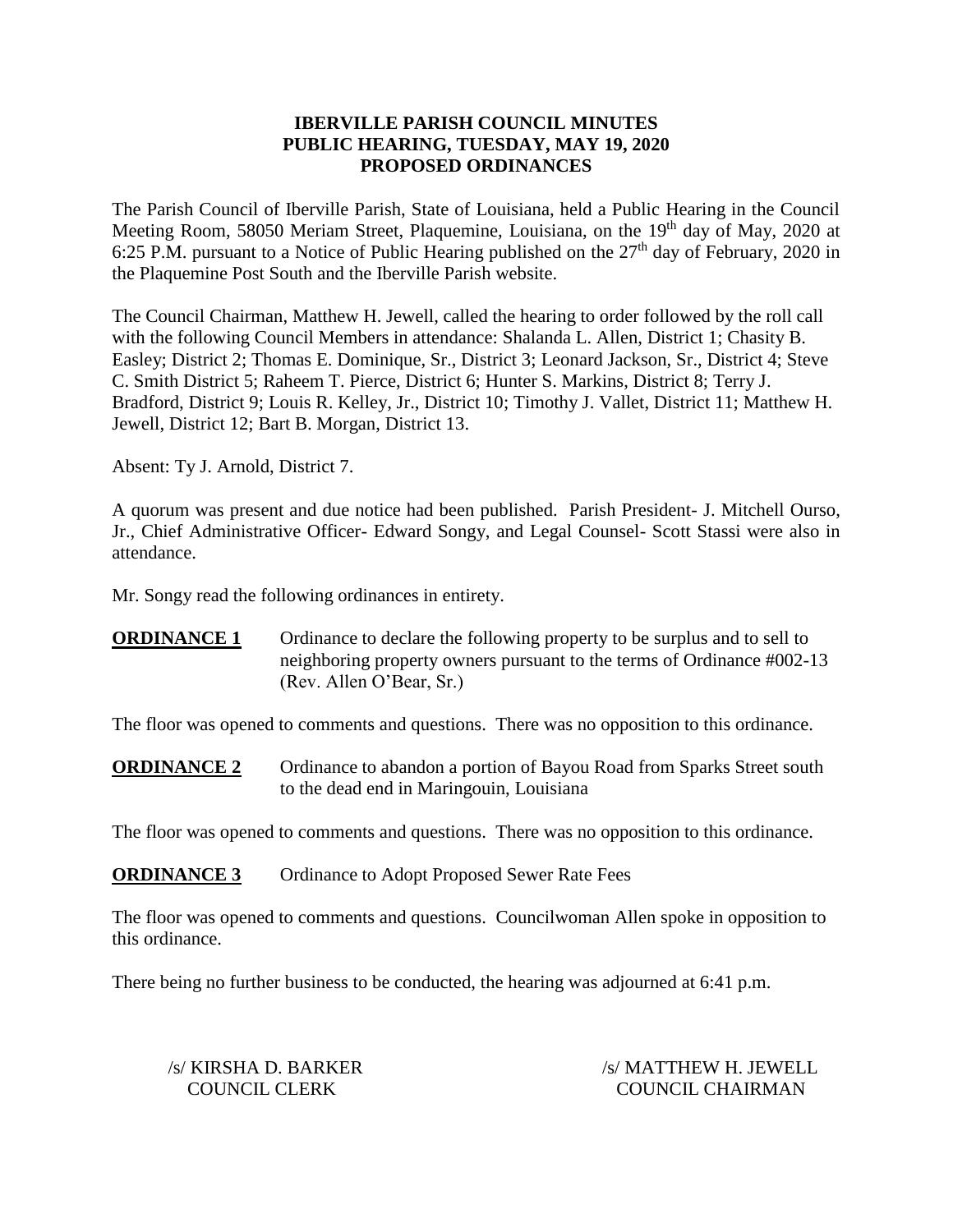**IBERVILLE PARISH COUNCIL MINUTES**
**PUBLIC HEARING, TUESDAY, MAY 19, 2020**
**PROPOSED ORDINANCES**

The Parish Council of Iberville Parish, State of Louisiana, held a Public Hearing in the Council Meeting Room, 58050 Meriam Street, Plaquemine, Louisiana, on the 19th day of May, 2020 at 6:25 P.M. pursuant to a Notice of Public Hearing published on the 27th day of February, 2020 in the Plaquemine Post South and the Iberville Parish website.

The Council Chairman, Matthew H. Jewell, called the hearing to order followed by the roll call with the following Council Members in attendance: Shalanda L. Allen, District 1; Chasity B. Easley; District 2; Thomas E. Dominique, Sr., District 3; Leonard Jackson, Sr., District 4; Steve C. Smith District 5; Raheem T. Pierce, District 6; Hunter S. Markins, District 8; Terry J. Bradford, District 9; Louis R. Kelley, Jr., District 10; Timothy J. Vallet, District 11; Matthew H. Jewell, District 12; Bart B. Morgan, District 13.

Absent: Ty J. Arnold, District 7.

A quorum was present and due notice had been published. Parish President- J. Mitchell Ourso, Jr., Chief Administrative Officer- Edward Songy, and Legal Counsel- Scott Stassi were also in attendance.

Mr. Songy read the following ordinances in entirety.

**ORDINANCE 1** Ordinance to declare the following property to be surplus and to sell to neighboring property owners pursuant to the terms of Ordinance #002-13 (Rev. Allen O'Bear, Sr.)

The floor was opened to comments and questions. There was no opposition to this ordinance.

**ORDINANCE 2** Ordinance to abandon a portion of Bayou Road from Sparks Street south to the dead end in Maringouin, Louisiana

The floor was opened to comments and questions. There was no opposition to this ordinance.

**ORDINANCE 3** Ordinance to Adopt Proposed Sewer Rate Fees

The floor was opened to comments and questions. Councilwoman Allen spoke in opposition to this ordinance.

There being no further business to be conducted, the hearing was adjourned at 6:41 p.m.

/s/ KIRSHA D. BARKER
COUNCIL CLERK

/s/ MATTHEW H. JEWELL
COUNCIL CHAIRMAN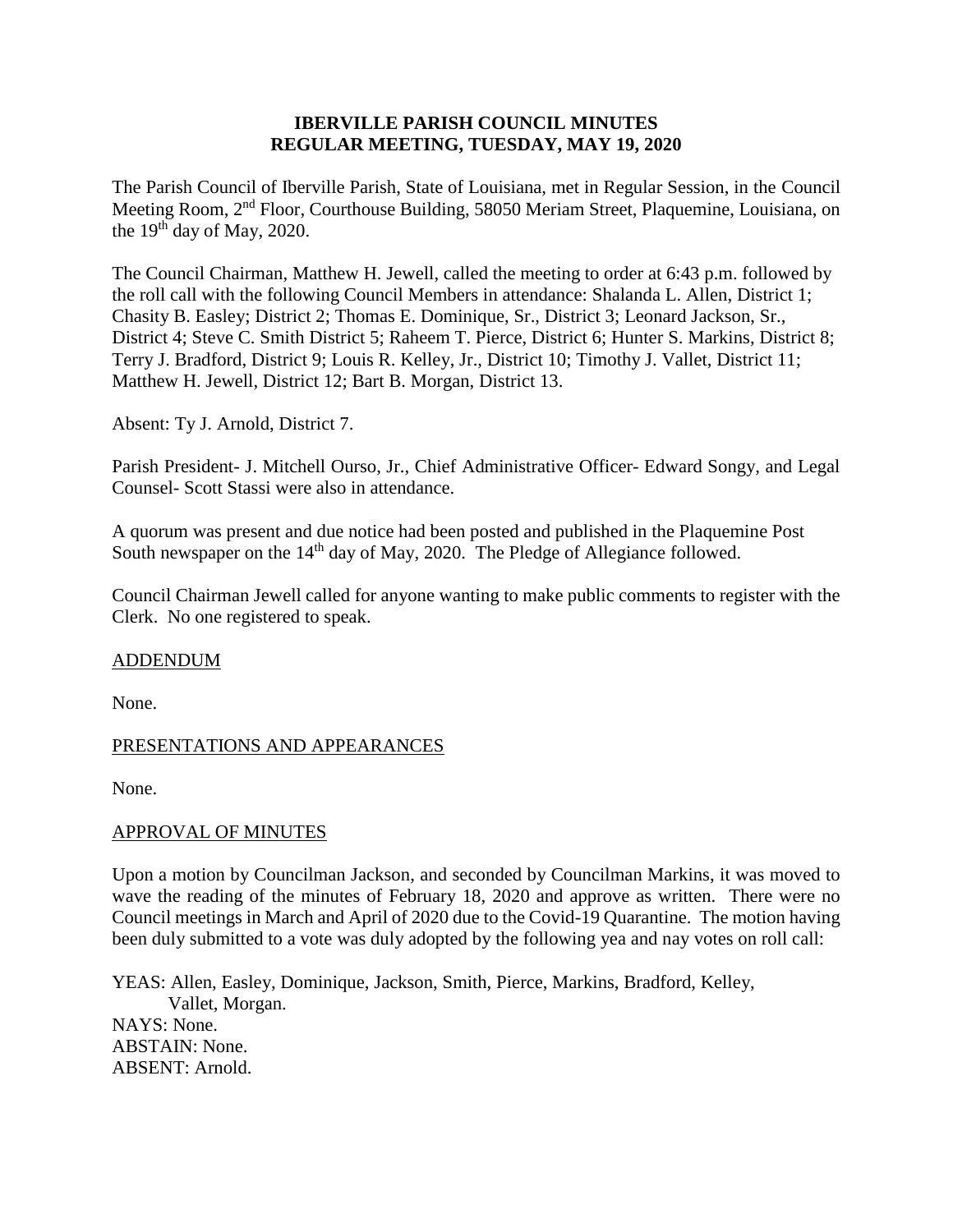**IBERVILLE PARISH COUNCIL MINUTES**
**REGULAR MEETING, TUESDAY, MAY 19, 2020**

The Parish Council of Iberville Parish, State of Louisiana, met in Regular Session, in the Council Meeting Room, 2nd Floor, Courthouse Building, 58050 Meriam Street, Plaquemine, Louisiana, on the 19th day of May, 2020.

The Council Chairman, Matthew H. Jewell, called the meeting to order at 6:43 p.m. followed by the roll call with the following Council Members in attendance: Shalanda L. Allen, District 1; Chasity B. Easley; District 2; Thomas E. Dominique, Sr., District 3; Leonard Jackson, Sr., District 4; Steve C. Smith District 5; Raheem T. Pierce, District 6; Hunter S. Markins, District 8; Terry J. Bradford, District 9; Louis R. Kelley, Jr., District 10; Timothy J. Vallet, District 11; Matthew H. Jewell, District 12; Bart B. Morgan, District 13.

Absent: Ty J. Arnold, District 7.

Parish President- J. Mitchell Ourso, Jr., Chief Administrative Officer- Edward Songy, and Legal Counsel- Scott Stassi were also in attendance.

A quorum was present and due notice had been posted and published in the Plaquemine Post South newspaper on the 14th day of May, 2020. The Pledge of Allegiance followed.

Council Chairman Jewell called for anyone wanting to make public comments to register with the Clerk. No one registered to speak.

ADDENDUM

None.

PRESENTATIONS AND APPEARANCES

None.

APPROVAL OF MINUTES

Upon a motion by Councilman Jackson, and seconded by Councilman Markins, it was moved to wave the reading of the minutes of February 18, 2020 and approve as written. There were no Council meetings in March and April of 2020 due to the Covid-19 Quarantine. The motion having been duly submitted to a vote was duly adopted by the following yea and nay votes on roll call:

YEAS: Allen, Easley, Dominique, Jackson, Smith, Pierce, Markins, Bradford, Kelley, Vallet, Morgan.
NAYS: None.
ABSTAIN: None.
ABSENT: Arnold.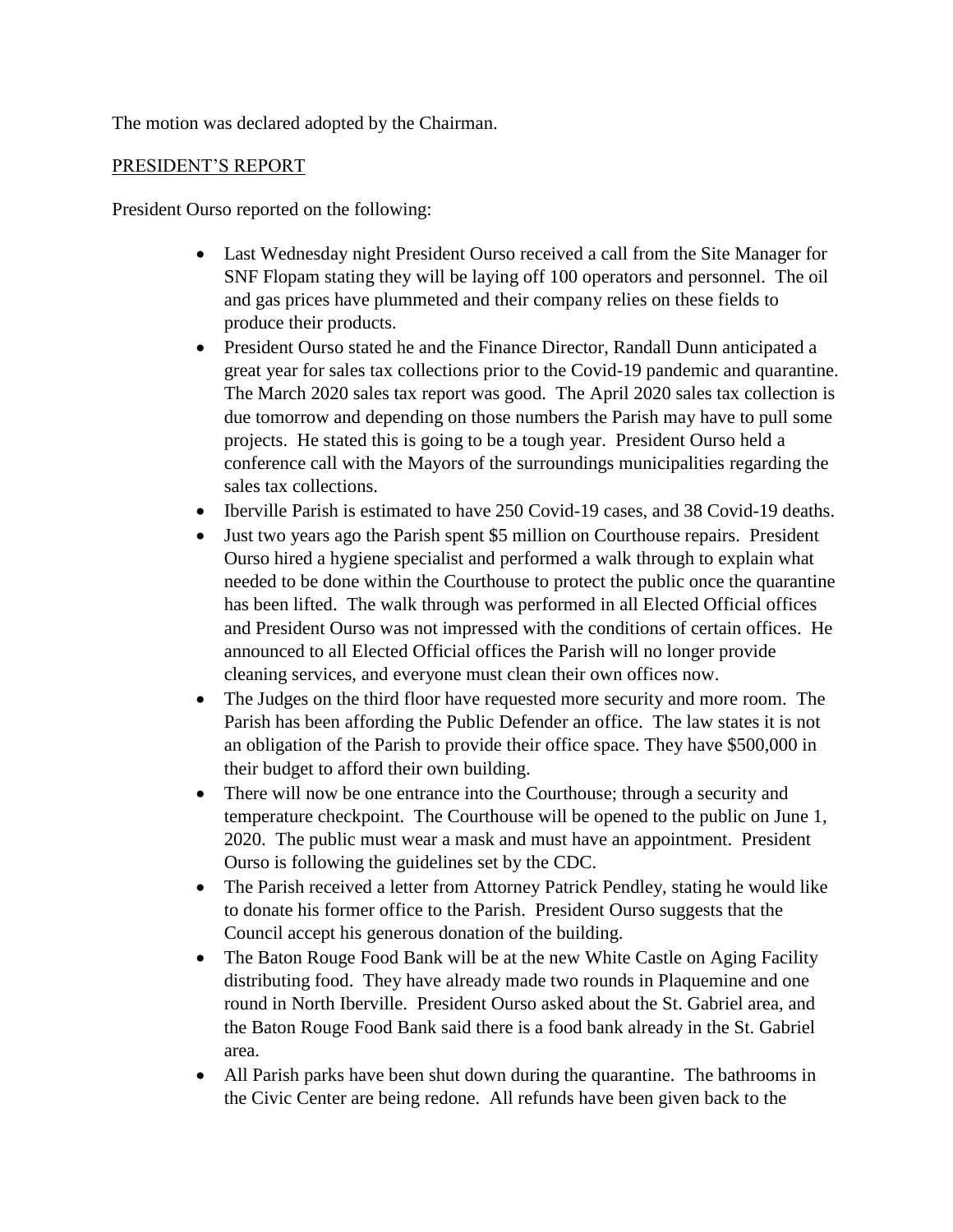The motion was declared adopted by the Chairman.

PRESIDENT'S REPORT

President Ourso reported on the following:

- Last Wednesday night President Ourso received a call from the Site Manager for SNF Flopam stating they will be laying off 100 operators and personnel. The oil and gas prices have plummeted and their company relies on these fields to produce their products.
- President Ourso stated he and the Finance Director, Randall Dunn anticipated a great year for sales tax collections prior to the Covid-19 pandemic and quarantine. The March 2020 sales tax report was good. The April 2020 sales tax collection is due tomorrow and depending on those numbers the Parish may have to pull some projects. He stated this is going to be a tough year. President Ourso held a conference call with the Mayors of the surroundings municipalities regarding the sales tax collections.
- Iberville Parish is estimated to have 250 Covid-19 cases, and 38 Covid-19 deaths.
- Just two years ago the Parish spent $5 million on Courthouse repairs. President Ourso hired a hygiene specialist and performed a walk through to explain what needed to be done within the Courthouse to protect the public once the quarantine has been lifted. The walk through was performed in all Elected Official offices and President Ourso was not impressed with the conditions of certain offices. He announced to all Elected Official offices the Parish will no longer provide cleaning services, and everyone must clean their own offices now.
- The Judges on the third floor have requested more security and more room. The Parish has been affording the Public Defender an office. The law states it is not an obligation of the Parish to provide their office space. They have $500,000 in their budget to afford their own building.
- There will now be one entrance into the Courthouse; through a security and temperature checkpoint. The Courthouse will be opened to the public on June 1, 2020. The public must wear a mask and must have an appointment. President Ourso is following the guidelines set by the CDC.
- The Parish received a letter from Attorney Patrick Pendley, stating he would like to donate his former office to the Parish. President Ourso suggests that the Council accept his generous donation of the building.
- The Baton Rouge Food Bank will be at the new White Castle on Aging Facility distributing food. They have already made two rounds in Plaquemine and one round in North Iberville. President Ourso asked about the St. Gabriel area, and the Baton Rouge Food Bank said there is a food bank already in the St. Gabriel area.
- All Parish parks have been shut down during the quarantine. The bathrooms in the Civic Center are being redone. All refunds have been given back to the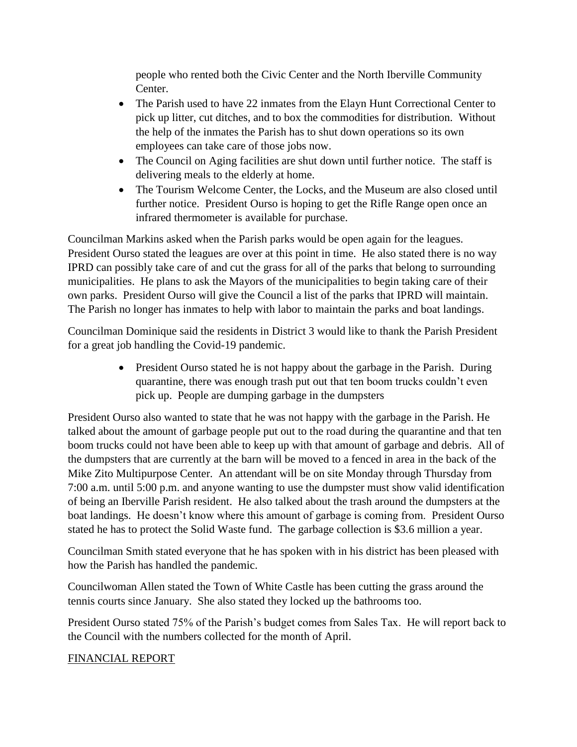people who rented both the Civic Center and the North Iberville Community Center.

- The Parish used to have 22 inmates from the Elayn Hunt Correctional Center to pick up litter, cut ditches, and to box the commodities for distribution. Without the help of the inmates the Parish has to shut down operations so its own employees can take care of those jobs now.
- The Council on Aging facilities are shut down until further notice. The staff is delivering meals to the elderly at home.
- The Tourism Welcome Center, the Locks, and the Museum are also closed until further notice. President Ourso is hoping to get the Rifle Range open once an infrared thermometer is available for purchase.

Councilman Markins asked when the Parish parks would be open again for the leagues. President Ourso stated the leagues are over at this point in time. He also stated there is no way IPRD can possibly take care of and cut the grass for all of the parks that belong to surrounding municipalities. He plans to ask the Mayors of the municipalities to begin taking care of their own parks. President Ourso will give the Council a list of the parks that IPRD will maintain. The Parish no longer has inmates to help with labor to maintain the parks and boat landings.

Councilman Dominique said the residents in District 3 would like to thank the Parish President for a great job handling the Covid-19 pandemic.

- President Ourso stated he is not happy about the garbage in the Parish. During quarantine, there was enough trash put out that ten boom trucks couldn't even pick up. People are dumping garbage in the dumpsters

President Ourso also wanted to state that he was not happy with the garbage in the Parish. He talked about the amount of garbage people put out to the road during the quarantine and that ten boom trucks could not have been able to keep up with that amount of garbage and debris. All of the dumpsters that are currently at the barn will be moved to a fenced in area in the back of the Mike Zito Multipurpose Center. An attendant will be on site Monday through Thursday from 7:00 a.m. until 5:00 p.m. and anyone wanting to use the dumpster must show valid identification of being an Iberville Parish resident. He also talked about the trash around the dumpsters at the boat landings. He doesn't know where this amount of garbage is coming from. President Ourso stated he has to protect the Solid Waste fund. The garbage collection is $3.6 million a year.

Councilman Smith stated everyone that he has spoken with in his district has been pleased with how the Parish has handled the pandemic.

Councilwoman Allen stated the Town of White Castle has been cutting the grass around the tennis courts since January. She also stated they locked up the bathrooms too.

President Ourso stated 75% of the Parish's budget comes from Sales Tax. He will report back to the Council with the numbers collected for the month of April.

FINANCIAL REPORT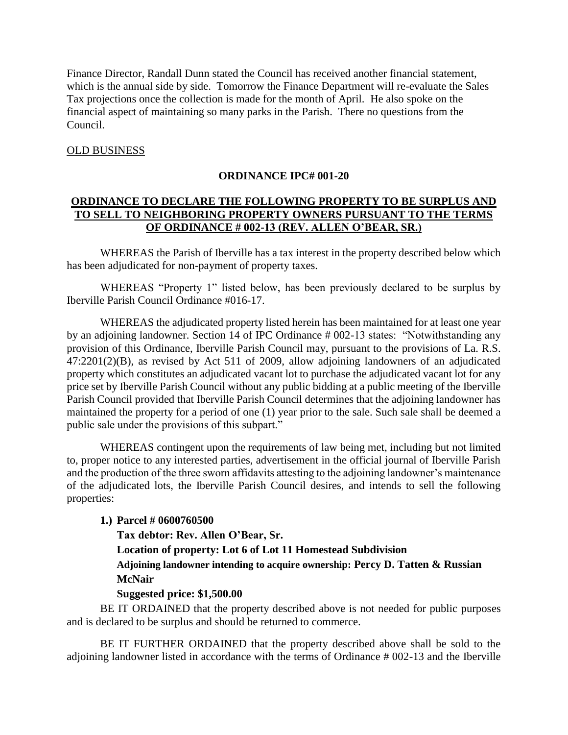Finance Director, Randall Dunn stated the Council has received another financial statement, which is the annual side by side. Tomorrow the Finance Department will re-evaluate the Sales Tax projections once the collection is made for the month of April. He also spoke on the financial aspect of maintaining so many parks in the Parish. There no questions from the Council.

OLD BUSINESS

**ORDINANCE IPC# 001-20**

**ORDINANCE TO DECLARE THE FOLLOWING PROPERTY TO BE SURPLUS AND TO SELL TO NEIGHBORING PROPERTY OWNERS PURSUANT TO THE TERMS OF ORDINANCE # 002-13 (REV. ALLEN O'BEAR, SR.)**

WHEREAS the Parish of Iberville has a tax interest in the property described below which has been adjudicated for non-payment of property taxes.

WHEREAS "Property 1" listed below, has been previously declared to be surplus by Iberville Parish Council Ordinance #016-17.

WHEREAS the adjudicated property listed herein has been maintained for at least one year by an adjoining landowner. Section 14 of IPC Ordinance # 002-13 states: "Notwithstanding any provision of this Ordinance, Iberville Parish Council may, pursuant to the provisions of La. R.S. 47:2201(2)(B), as revised by Act 511 of 2009, allow adjoining landowners of an adjudicated property which constitutes an adjudicated vacant lot to purchase the adjudicated vacant lot for any price set by Iberville Parish Council without any public bidding at a public meeting of the Iberville Parish Council provided that Iberville Parish Council determines that the adjoining landowner has maintained the property for a period of one (1) year prior to the sale. Such sale shall be deemed a public sale under the provisions of this subpart."

WHEREAS contingent upon the requirements of law being met, including but not limited to, proper notice to any interested parties, advertisement in the official journal of Iberville Parish and the production of the three sworn affidavits attesting to the adjoining landowner's maintenance of the adjudicated lots, the Iberville Parish Council desires, and intends to sell the following properties:

1.) **Parcel # 0600760500**
**Tax debtor: Rev. Allen O'Bear, Sr.**
**Location of property: Lot 6 of Lot 11 Homestead Subdivision**
**Adjoining landowner intending to acquire ownership: Percy D. Tatten & Russian McNair**
**Suggested price: $1,500.00**

BE IT ORDAINED that the property described above is not needed for public purposes and is declared to be surplus and should be returned to commerce.

BE IT FURTHER ORDAINED that the property described above shall be sold to the adjoining landowner listed in accordance with the terms of Ordinance # 002-13 and the Iberville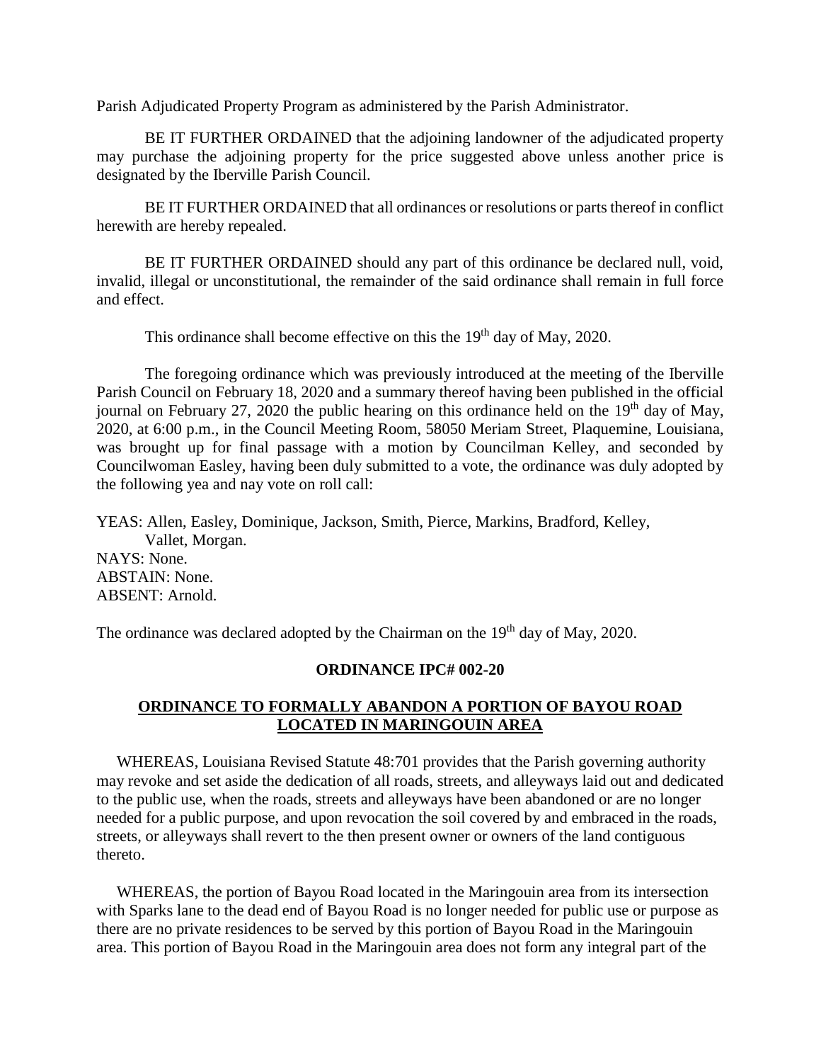Parish Adjudicated Property Program as administered by the Parish Administrator.

BE IT FURTHER ORDAINED that the adjoining landowner of the adjudicated property may purchase the adjoining property for the price suggested above unless another price is designated by the Iberville Parish Council.

BE IT FURTHER ORDAINED that all ordinances or resolutions or parts thereof in conflict herewith are hereby repealed.

BE IT FURTHER ORDAINED should any part of this ordinance be declared null, void, invalid, illegal or unconstitutional, the remainder of the said ordinance shall remain in full force and effect.

This ordinance shall become effective on this the 19th day of May, 2020.

The foregoing ordinance which was previously introduced at the meeting of the Iberville Parish Council on February 18, 2020 and a summary thereof having been published in the official journal on February 27, 2020 the public hearing on this ordinance held on the 19th day of May, 2020, at 6:00 p.m., in the Council Meeting Room, 58050 Meriam Street, Plaquemine, Louisiana, was brought up for final passage with a motion by Councilman Kelley, and seconded by Councilwoman Easley, having been duly submitted to a vote, the ordinance was duly adopted by the following yea and nay vote on roll call:

YEAS: Allen, Easley, Dominique, Jackson, Smith, Pierce, Markins, Bradford, Kelley, Vallet, Morgan.
NAYS: None.
ABSTAIN: None.
ABSENT: Arnold.

The ordinance was declared adopted by the Chairman on the 19th day of May, 2020.

**ORDINANCE IPC# 002-20**

**ORDINANCE TO FORMALLY ABANDON A PORTION OF BAYOU ROAD LOCATED IN MARINGOUIN AREA**

WHEREAS, Louisiana Revised Statute 48:701 provides that the Parish governing authority may revoke and set aside the dedication of all roads, streets, and alleyways laid out and dedicated to the public use, when the roads, streets and alleyways have been abandoned or are no longer needed for a public purpose, and upon revocation the soil covered by and embraced in the roads, streets, or alleyways shall revert to the then present owner or owners of the land contiguous thereto.

WHEREAS, the portion of Bayou Road located in the Maringouin area from its intersection with Sparks lane to the dead end of Bayou Road is no longer needed for public use or purpose as there are no private residences to be served by this portion of Bayou Road in the Maringouin area. This portion of Bayou Road in the Maringouin area does not form any integral part of the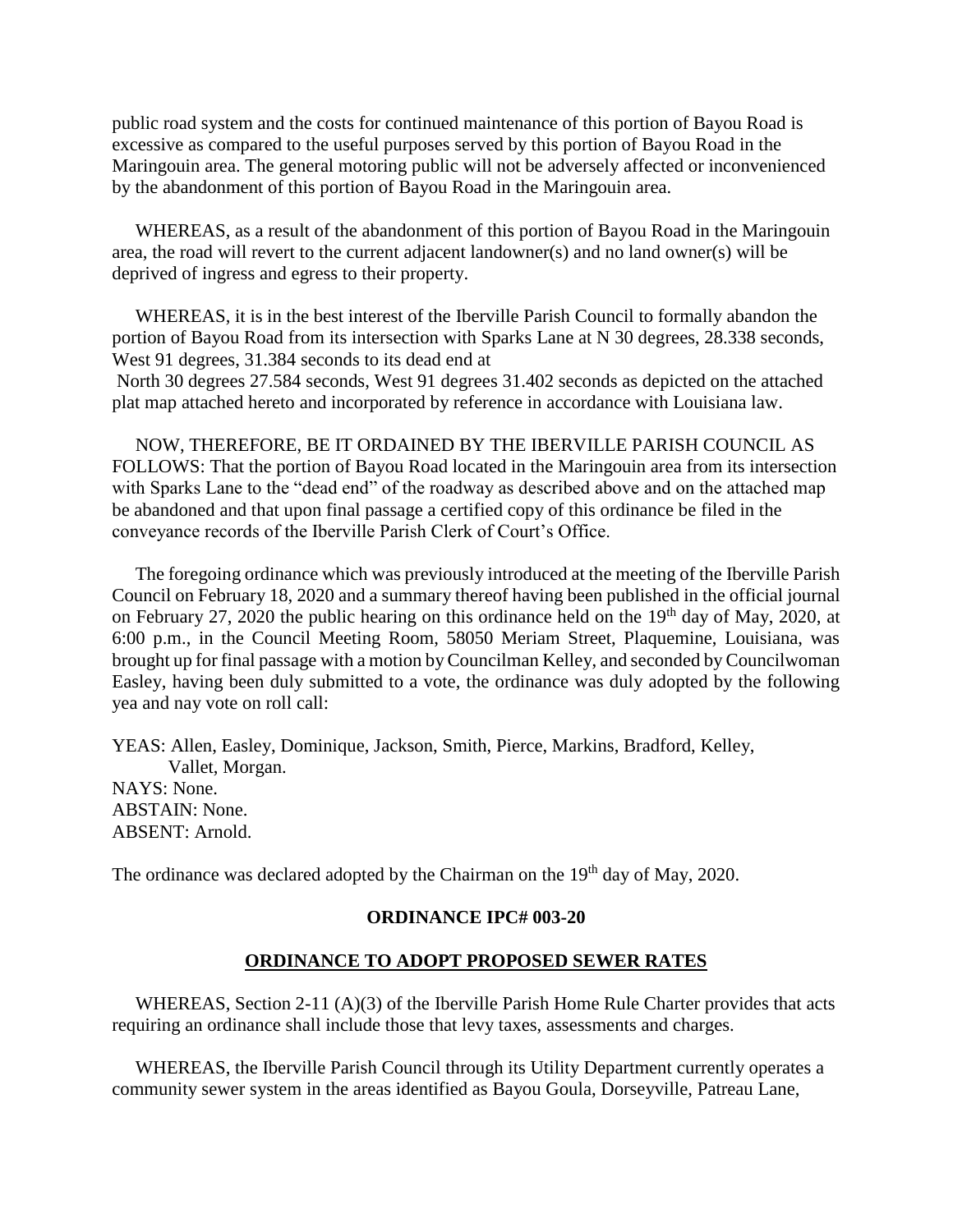public road system and the costs for continued maintenance of this portion of Bayou Road is excessive as compared to the useful purposes served by this portion of Bayou Road in the Maringouin area. The general motoring public will not be adversely affected or inconvenienced by the abandonment of this portion of Bayou Road in the Maringouin area.

WHEREAS, as a result of the abandonment of this portion of Bayou Road in the Maringouin area, the road will revert to the current adjacent landowner(s) and no land owner(s) will be deprived of ingress and egress to their property.

WHEREAS, it is in the best interest of the Iberville Parish Council to formally abandon the portion of Bayou Road from its intersection with Sparks Lane at N 30 degrees, 28.338 seconds, West 91 degrees, 31.384 seconds to its dead end at North 30 degrees 27.584 seconds, West 91 degrees 31.402 seconds as depicted on the attached plat map attached hereto and incorporated by reference in accordance with Louisiana law.

NOW, THEREFORE, BE IT ORDAINED BY THE IBERVILLE PARISH COUNCIL AS FOLLOWS: That the portion of Bayou Road located in the Maringouin area from its intersection with Sparks Lane to the "dead end" of the roadway as described above and on the attached map be abandoned and that upon final passage a certified copy of this ordinance be filed in the conveyance records of the Iberville Parish Clerk of Court's Office.

The foregoing ordinance which was previously introduced at the meeting of the Iberville Parish Council on February 18, 2020 and a summary thereof having been published in the official journal on February 27, 2020 the public hearing on this ordinance held on the 19th day of May, 2020, at 6:00 p.m., in the Council Meeting Room, 58050 Meriam Street, Plaquemine, Louisiana, was brought up for final passage with a motion by Councilman Kelley, and seconded by Councilwoman Easley, having been duly submitted to a vote, the ordinance was duly adopted by the following yea and nay vote on roll call:

YEAS: Allen, Easley, Dominique, Jackson, Smith, Pierce, Markins, Bradford, Kelley, Vallet, Morgan.
NAYS: None.
ABSTAIN: None.
ABSENT: Arnold.

The ordinance was declared adopted by the Chairman on the 19th day of May, 2020.

**ORDINANCE IPC# 003-20**

**ORDINANCE TO ADOPT PROPOSED SEWER RATES**

WHEREAS, Section 2-11 (A)(3) of the Iberville Parish Home Rule Charter provides that acts requiring an ordinance shall include those that levy taxes, assessments and charges.

WHEREAS, the Iberville Parish Council through its Utility Department currently operates a community sewer system in the areas identified as Bayou Goula, Dorseyville, Patreau Lane,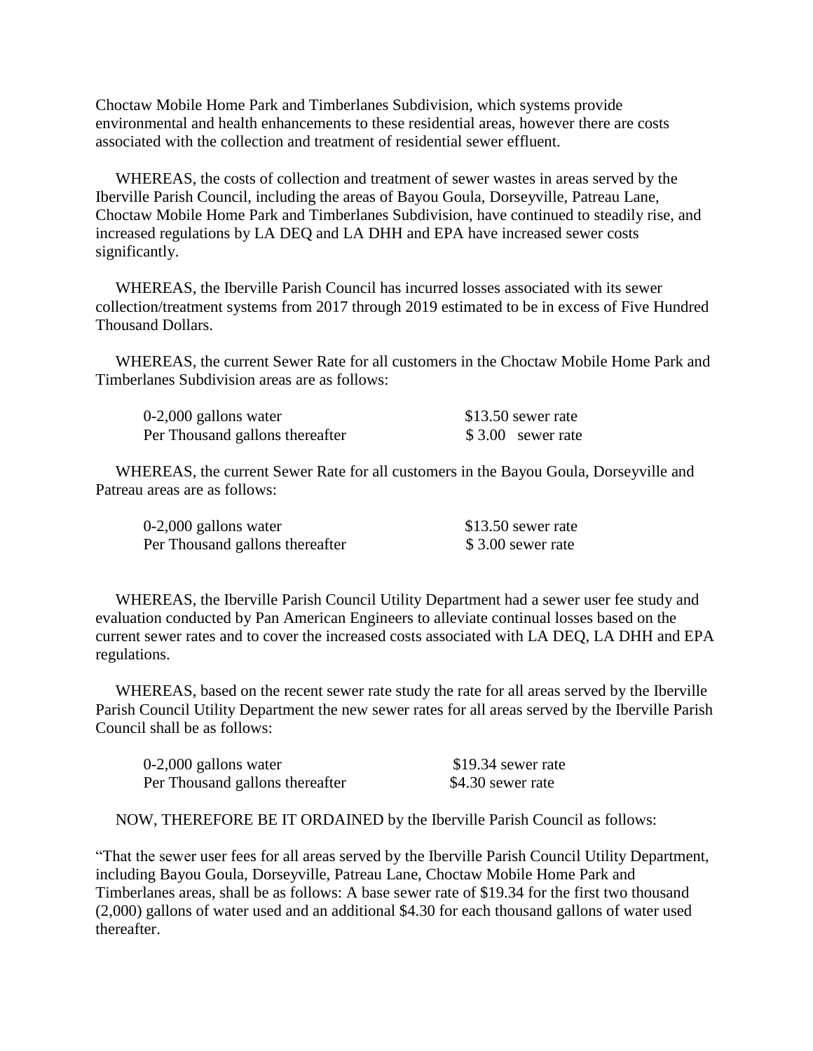Choctaw Mobile Home Park and Timberlanes Subdivision, which systems provide environmental and health enhancements to these residential areas, however there are costs associated with the collection and treatment of residential sewer effluent.

WHEREAS, the costs of collection and treatment of sewer wastes in areas served by the Iberville Parish Council, including the areas of Bayou Goula, Dorseyville, Patreau Lane, Choctaw Mobile Home Park and Timberlanes Subdivision, have continued to steadily rise, and increased regulations by LA DEQ and LA DHH and EPA have increased sewer costs significantly.

WHEREAS, the Iberville Parish Council has incurred losses associated with its sewer collection/treatment systems from 2017 through 2019 estimated to be in excess of Five Hundred Thousand Dollars.

WHEREAS, the current Sewer Rate for all customers in the Choctaw Mobile Home Park and Timberlanes Subdivision areas are as follows:

| | |
|---|---|
| 0-2,000 gallons water | $13.50 sewer rate |
| Per Thousand gallons thereafter | $ 3.00 sewer rate |

WHEREAS, the current Sewer Rate for all customers in the Bayou Goula, Dorseyville and Patreau areas are as follows:

| | |
|---|---|
| 0-2,000 gallons water | $13.50 sewer rate |
| Per Thousand gallons thereafter | $ 3.00 sewer rate |

WHEREAS, the Iberville Parish Council Utility Department had a sewer user fee study and evaluation conducted by Pan American Engineers to alleviate continual losses based on the current sewer rates and to cover the increased costs associated with LA DEQ, LA DHH and EPA regulations.

WHEREAS, based on the recent sewer rate study the rate for all areas served by the Iberville Parish Council Utility Department the new sewer rates for all areas served by the Iberville Parish Council shall be as follows:

| | |
|---|---|
| 0-2,000 gallons water | $19.34 sewer rate |
| Per Thousand gallons thereafter | $4.30 sewer rate |

NOW, THEREFORE BE IT ORDAINED by the Iberville Parish Council as follows:

"That the sewer user fees for all areas served by the Iberville Parish Council Utility Department, including Bayou Goula, Dorseyville, Patreau Lane, Choctaw Mobile Home Park and Timberlanes areas, shall be as follows: A base sewer rate of $19.34 for the first two thousand (2,000) gallons of water used and an additional $4.30 for each thousand gallons of water used thereafter.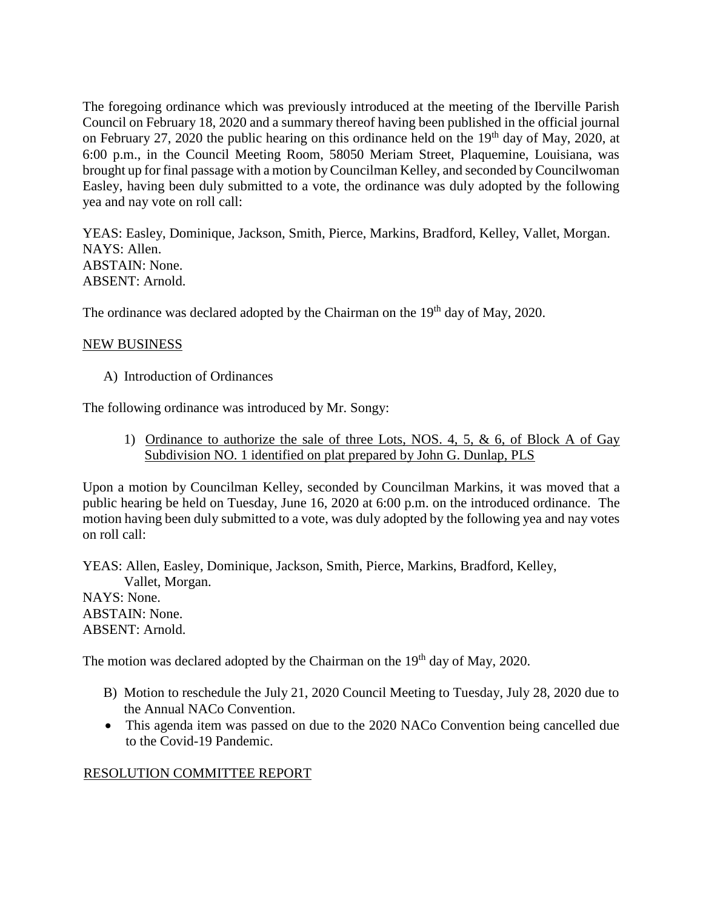The foregoing ordinance which was previously introduced at the meeting of the Iberville Parish Council on February 18, 2020 and a summary thereof having been published in the official journal on February 27, 2020 the public hearing on this ordinance held on the 19th day of May, 2020, at 6:00 p.m., in the Council Meeting Room, 58050 Meriam Street, Plaquemine, Louisiana, was brought up for final passage with a motion by Councilman Kelley, and seconded by Councilwoman Easley, having been duly submitted to a vote, the ordinance was duly adopted by the following yea and nay vote on roll call:

YEAS: Easley, Dominique, Jackson, Smith, Pierce, Markins, Bradford, Kelley, Vallet, Morgan.
NAYS: Allen.
ABSTAIN: None.
ABSENT: Arnold.

The ordinance was declared adopted by the Chairman on the 19th day of May, 2020.

NEW BUSINESS

A) Introduction of Ordinances

The following ordinance was introduced by Mr. Songy:

1) Ordinance to authorize the sale of three Lots, NOS. 4, 5, & 6, of Block A of Gay Subdivision NO. 1 identified on plat prepared by John G. Dunlap, PLS

Upon a motion by Councilman Kelley, seconded by Councilman Markins, it was moved that a public hearing be held on Tuesday, June 16, 2020 at 6:00 p.m. on the introduced ordinance. The motion having been duly submitted to a vote, was duly adopted by the following yea and nay votes on roll call:

YEAS: Allen, Easley, Dominique, Jackson, Smith, Pierce, Markins, Bradford, Kelley, Vallet, Morgan.
NAYS: None.
ABSTAIN: None.
ABSENT: Arnold.

The motion was declared adopted by the Chairman on the 19th day of May, 2020.

B) Motion to reschedule the July 21, 2020 Council Meeting to Tuesday, July 28, 2020 due to the Annual NACo Convention.

- This agenda item was passed on due to the 2020 NACo Convention being cancelled due to the Covid-19 Pandemic.

RESOLUTION COMMITTEE REPORT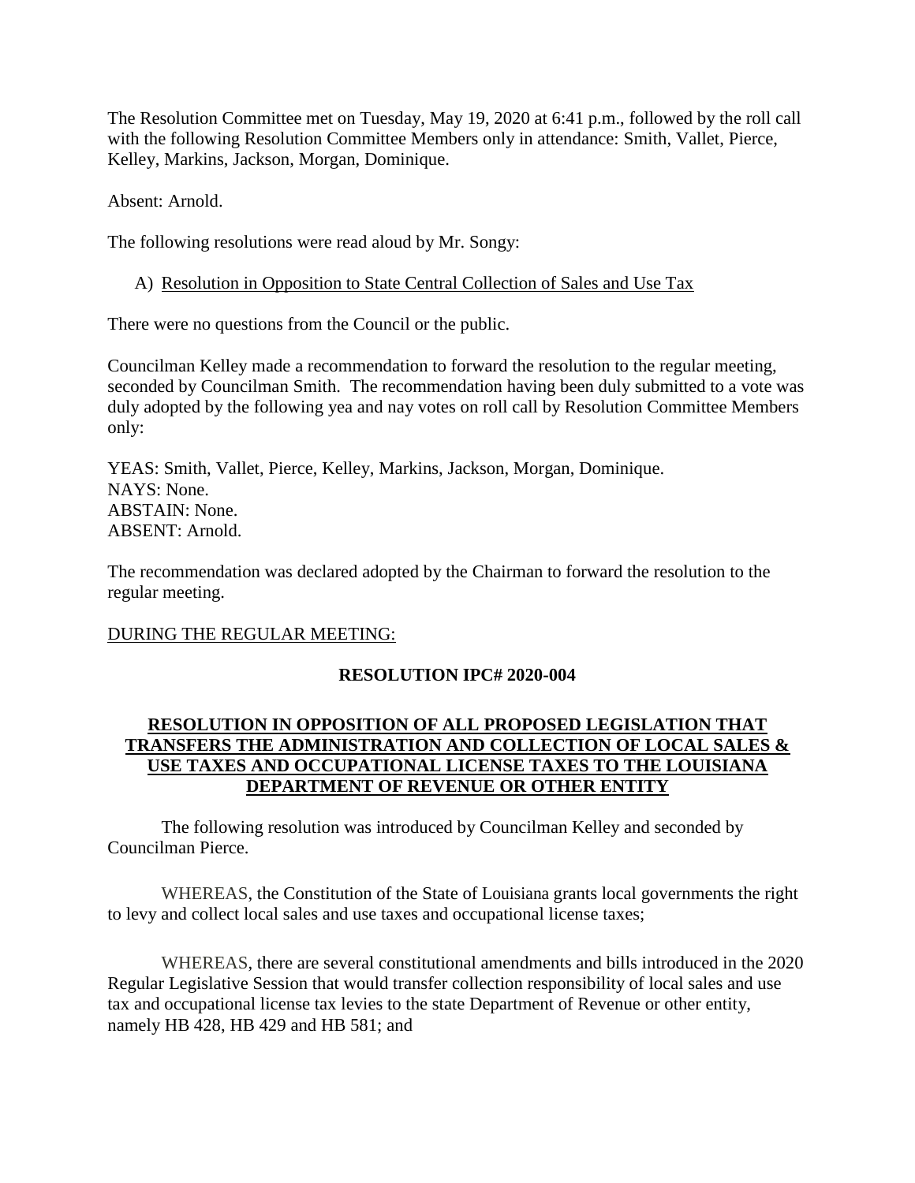The Resolution Committee met on Tuesday, May 19, 2020 at 6:41 p.m., followed by the roll call with the following Resolution Committee Members only in attendance: Smith, Vallet, Pierce, Kelley, Markins, Jackson, Morgan, Dominique.

Absent: Arnold.

The following resolutions were read aloud by Mr. Songy:

A) Resolution in Opposition to State Central Collection of Sales and Use Tax

There were no questions from the Council or the public.

Councilman Kelley made a recommendation to forward the resolution to the regular meeting, seconded by Councilman Smith. The recommendation having been duly submitted to a vote was duly adopted by the following yea and nay votes on roll call by Resolution Committee Members only:

YEAS: Smith, Vallet, Pierce, Kelley, Markins, Jackson, Morgan, Dominique.
NAYS: None.
ABSTAIN: None.
ABSENT: Arnold.

The recommendation was declared adopted by the Chairman to forward the resolution to the regular meeting.

DURING THE REGULAR MEETING:

**RESOLUTION IPC# 2020-004**

**RESOLUTION IN OPPOSITION OF ALL PROPOSED LEGISLATION THAT TRANSFERS THE ADMINISTRATION AND COLLECTION OF LOCAL SALES & USE TAXES AND OCCUPATIONAL LICENSE TAXES TO THE LOUISIANA DEPARTMENT OF REVENUE OR OTHER ENTITY**

The following resolution was introduced by Councilman Kelley and seconded by Councilman Pierce.

WHEREAS, the Constitution of the State of Louisiana grants local governments the right to levy and collect local sales and use taxes and occupational license taxes;

WHEREAS, there are several constitutional amendments and bills introduced in the 2020 Regular Legislative Session that would transfer collection responsibility of local sales and use tax and occupational license tax levies to the state Department of Revenue or other entity, namely HB 428, HB 429 and HB 581; and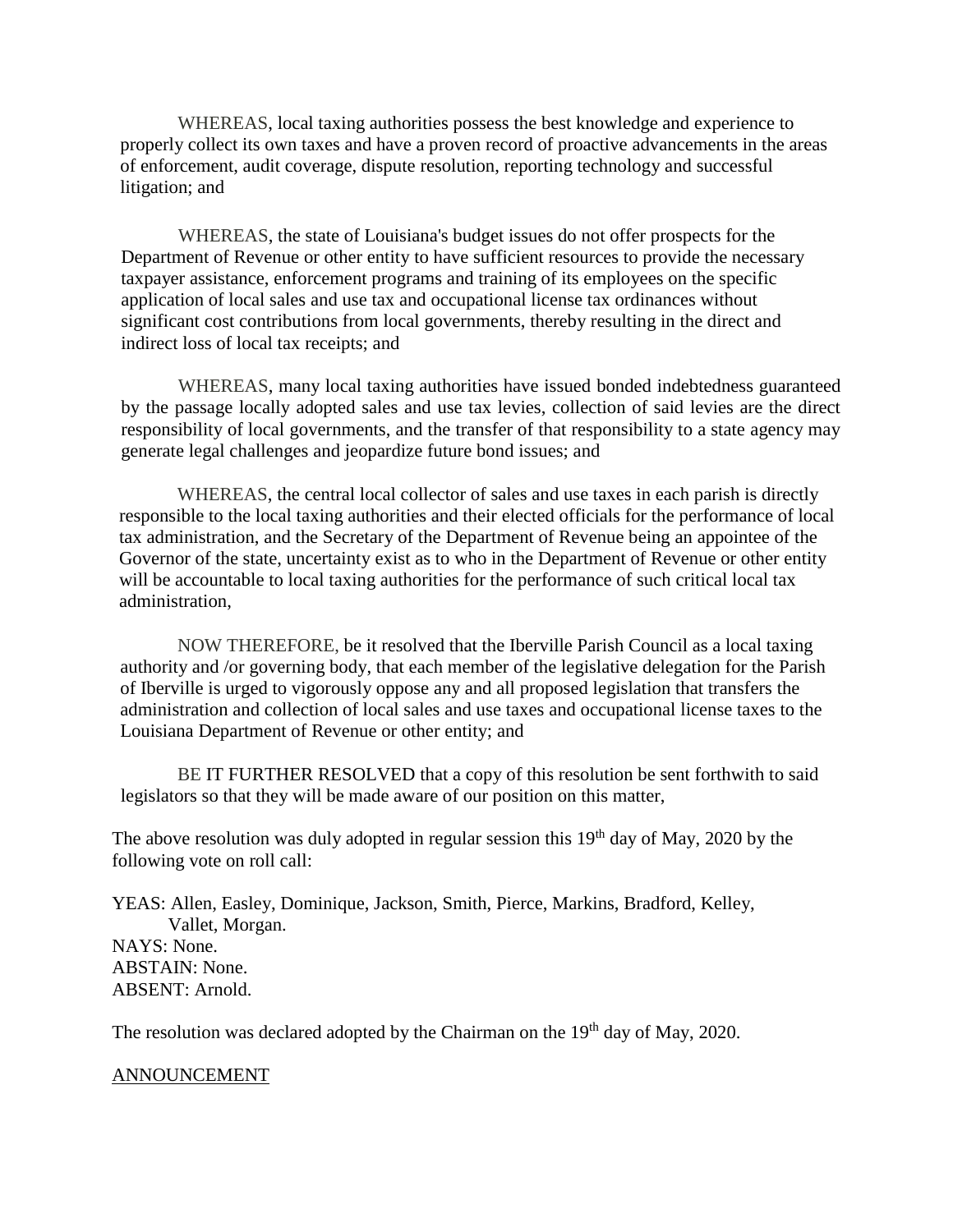WHEREAS, local taxing authorities possess the best knowledge and experience to properly collect its own taxes and have a proven record of proactive advancements in the areas of enforcement, audit coverage, dispute resolution, reporting technology and successful litigation; and

WHEREAS, the state of Louisiana's budget issues do not offer prospects for the Department of Revenue or other entity to have sufficient resources to provide the necessary taxpayer assistance, enforcement programs and training of its employees on the specific application of local sales and use tax and occupational license tax ordinances without significant cost contributions from local governments, thereby resulting in the direct and indirect loss of local tax receipts; and

WHEREAS, many local taxing authorities have issued bonded indebtedness guaranteed by the passage locally adopted sales and use tax levies, collection of said levies are the direct responsibility of local governments, and the transfer of that responsibility to a state agency may generate legal challenges and jeopardize future bond issues; and

WHEREAS, the central local collector of sales and use taxes in each parish is directly responsible to the local taxing authorities and their elected officials for the performance of local tax administration, and the Secretary of the Department of Revenue being an appointee of the Governor of the state, uncertainty exist as to who in the Department of Revenue or other entity will be accountable to local taxing authorities for the performance of such critical local tax administration,

NOW THEREFORE, be it resolved that the Iberville Parish Council as a local taxing authority and /or governing body, that each member of the legislative delegation for the Parish of Iberville is urged to vigorously oppose any and all proposed legislation that transfers the administration and collection of local sales and use taxes and occupational license taxes to the Louisiana Department of Revenue or other entity; and

BE IT FURTHER RESOLVED that a copy of this resolution be sent forthwith to said legislators so that they will be made aware of our position on this matter,

The above resolution was duly adopted in regular session this 19th day of May, 2020 by the following vote on roll call:

YEAS: Allen, Easley, Dominique, Jackson, Smith, Pierce, Markins, Bradford, Kelley, Vallet, Morgan.  
NAYS: None.  
ABSTAIN: None.  
ABSENT: Arnold.

The resolution was declared adopted by the Chairman on the 19th day of May, 2020.

ANNOUNCEMENT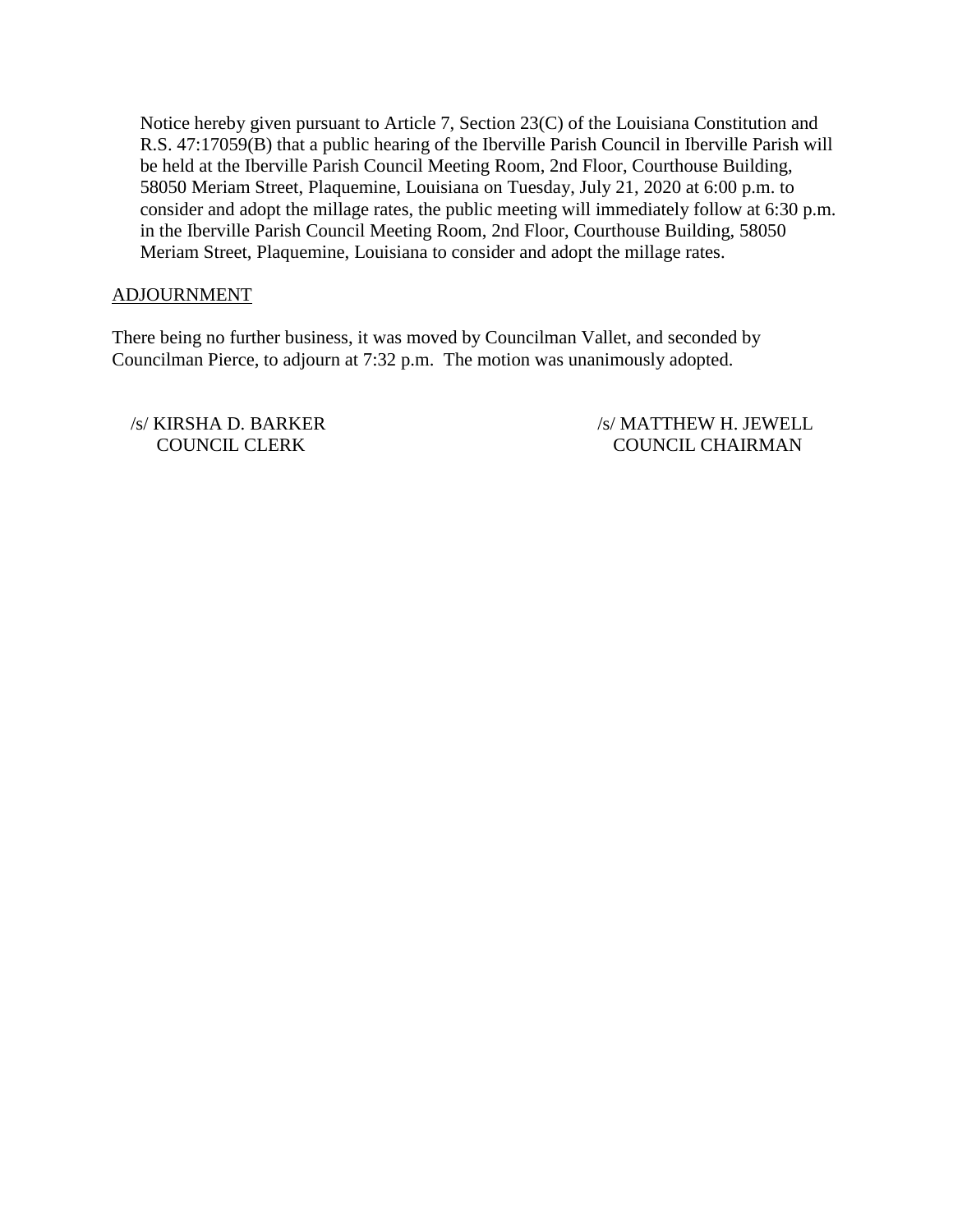Notice hereby given pursuant to Article 7, Section 23(C) of the Louisiana Constitution and R.S. 47:17059(B) that a public hearing of the Iberville Parish Council in Iberville Parish will be held at the Iberville Parish Council Meeting Room, 2nd Floor, Courthouse Building, 58050 Meriam Street, Plaquemine, Louisiana on Tuesday, July 21, 2020 at 6:00 p.m. to consider and adopt the millage rates, the public meeting will immediately follow at 6:30 p.m. in the Iberville Parish Council Meeting Room, 2nd Floor, Courthouse Building, 58050 Meriam Street, Plaquemine, Louisiana to consider and adopt the millage rates.

ADJOURNMENT

There being no further business, it was moved by Councilman Vallet, and seconded by Councilman Pierce, to adjourn at 7:32 p.m. The motion was unanimously adopted.

/s/ KIRSHA D. BARKER
COUNCIL CLERK

/s/ MATTHEW H. JEWELL
COUNCIL CHAIRMAN